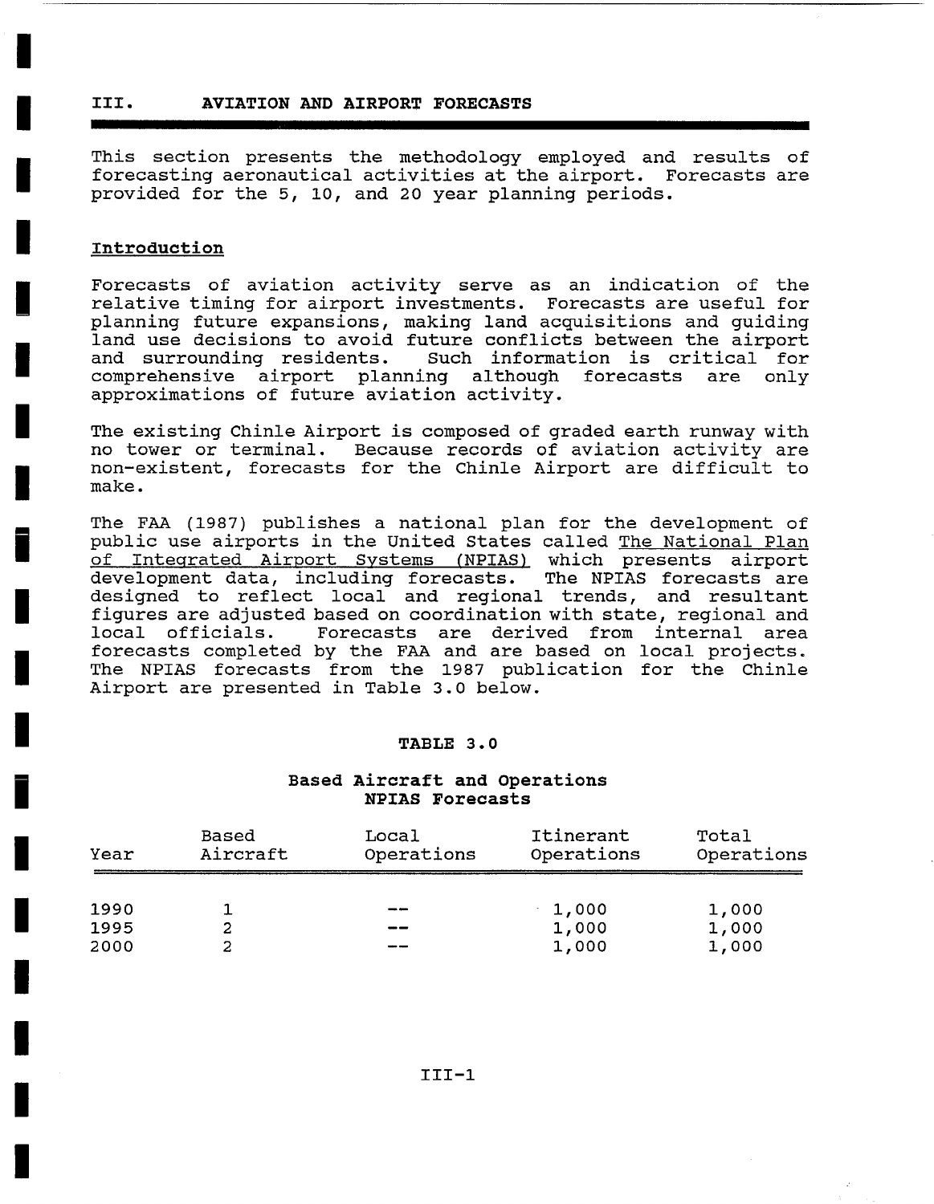## III. AVIATION AND AIRPORT FORECASTS

This section presents the methodology employed and results of forecasting aeronautical activities at the airport. Forecasts are provided for the 5, 10, and 20 year planning periods.

### Introduction

Forecasts of aviation activity serve as an indication of the relative timing for airport investments. Forecasts are useful for planning future expansions, making land acquisitions and guiding land use decisions to avoid future conflicts between the airport and surrounding residents. Such information is critical for comprehensive airport planning although forecasts are only approximations of future aviation activity.

The existing Chinle Airport is composed of graded earth runway with no tower or terminal. Because records of aviation activity are non-existent, forecasts for the Chinle Airport are difficult to make.

The FAA (1987) publishes a national plan for the development of public use airports in the United States called The National Plan of Integrated Airport Systems (NPIAS) which presents airport development data, including forecasts. The NPIAS forecasts are designed to reflect local and regional trends, and resultant figures are adjusted based on coordination with state, regional and local officials. Forecasts are derived from internal area forecasts completed by the FAA and are based on local projects. The NPIAS forecasts from the 1987 publication for the Chinle Airport are presented in Table 3.0 below.

**TABLE 3.0**

**Based Aircraft and Operations**
**NPIAS Forecasts**

| Year | Based Aircraft | Local Operations | Itinerant Operations | Total Operations |
|---|---|---|---|---|
| 1990 | 1 | -- | 1,000 | 1,000 |
| 1995 | 2 | -- | 1,000 | 1,000 |
| 2000 | 2 | -- | 1,000 | 1,000 |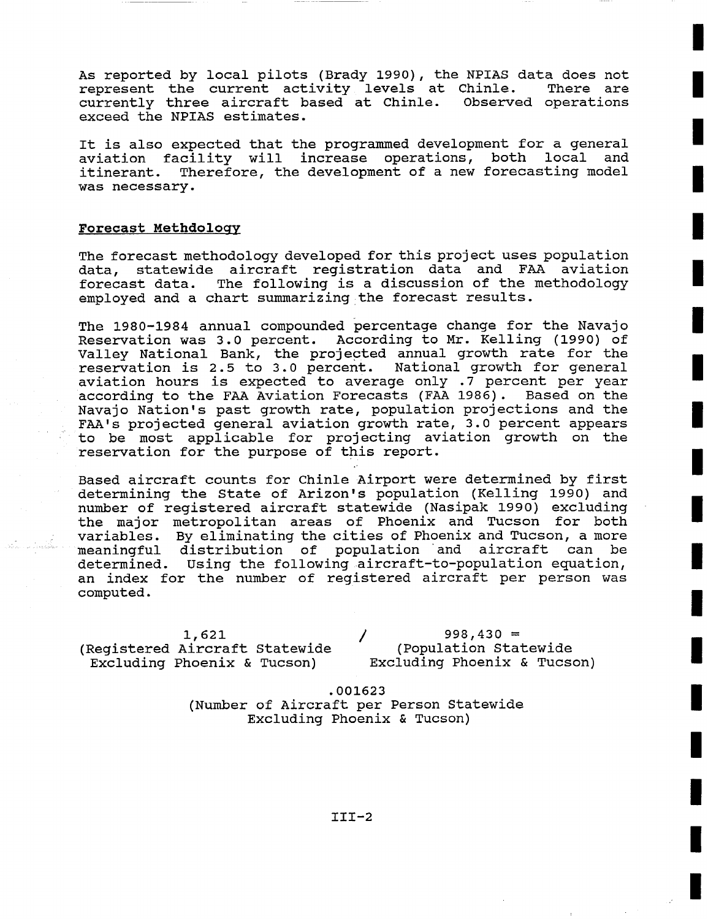As reported by local pilots (Brady 1990), the NPIAS data does not represent the current activity levels at Chinle. There are currently three aircraft based at Chinle. Observed operations exceed the NPIAS estimates.

It is also expected that the programmed development for a general aviation facility will increase operations, both local and itinerant. Therefore, the development of a new forecasting model was necessary.

## Forecast Methdology

The forecast methodology developed for this project uses population data, statewide aircraft registration data and FAA aviation forecast data. The following is a discussion of the methodology employed and a chart summarizing the forecast results.

The 1980-1984 annual compounded percentage change for the Navajo Reservation was 3.0 percent. According to Mr. Kelling (1990) of Valley National Bank, the projected annual growth rate for the reservation is 2.5 to 3.0 percent. National growth for general aviation hours is expected to average only .7 percent per year according to the FAA Aviation Forecasts (FAA 1986). Based on the Navajo Nation's past growth rate, population projections and the FAA's projected general aviation growth rate, 3.0 percent appears to be most applicable for projecting aviation growth on the reservation for the purpose of this report.

Based aircraft counts for Chinle Airport were determined by first determining the State of Arizon's population (Kelling 1990) and number of registered aircraft statewide (Nasipak 1990) excluding the major metropolitan areas of Phoenix and Tucson for both variables. By eliminating the cities of Phoenix and Tucson, a more meaningful distribution of population and aircraft can be determined. Using the following aircraft-to-population equation, an index for the number of registered aircraft per person was computed.

$$\underset{\text{(Registered Aircraft Statewide Excluding Phoenix \& Tucson)}}{1{,}621} \;/\; \underset{\text{(Population Statewide Excluding Phoenix \& Tucson)}}{998{,}430} = \underset{\text{(Number of Aircraft per Person Statewide Excluding Phoenix \& Tucson)}}{.001623}$$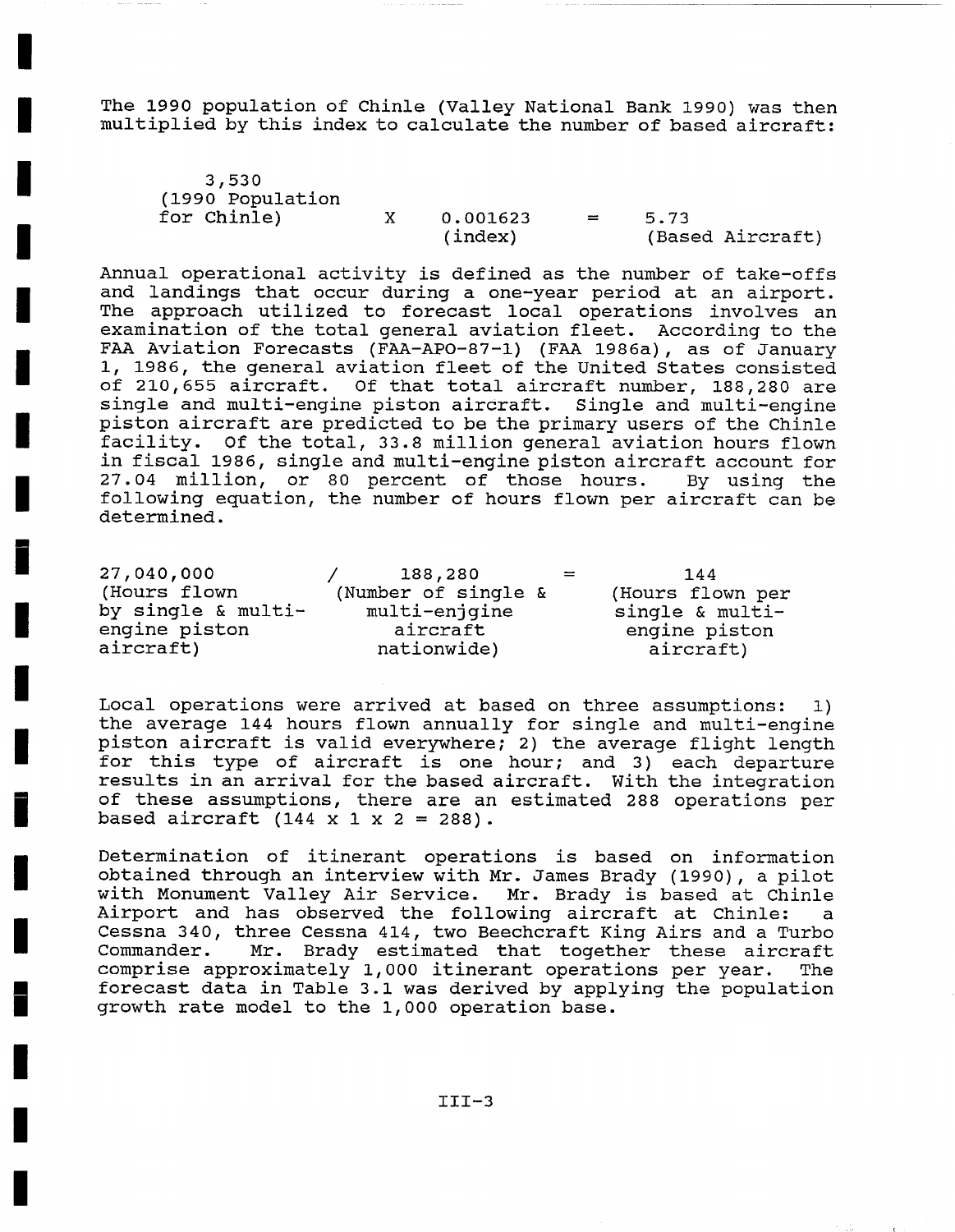The 1990 population of Chinle (Valley National Bank 1990) was then multiplied by this index to calculate the number of based aircraft:

| 3,530 (1990 Population for Chinle) | X | 0.001623 (index) | = | 5.73 (Based Aircraft) |
|---|---|---|---|---|

Annual operational activity is defined as the number of take-offs and landings that occur during a one-year period at an airport. The approach utilized to forecast local operations involves an examination of the total general aviation fleet. According to the FAA Aviation Forecasts (FAA-APO-87-1) (FAA 1986a), as of January 1, 1986, the general aviation fleet of the United States consisted of 210,655 aircraft. Of that total aircraft number, 188,280 are single and multi-engine piston aircraft. Single and multi-engine piston aircraft are predicted to be the primary users of the Chinle facility. Of the total, 33.8 million general aviation hours flown in fiscal 1986, single and multi-engine piston aircraft account for 27.04 million, or 80 percent of those hours. By using the following equation, the number of hours flown per aircraft can be determined.

| 27,040,000 (Hours flown by single & multi-engine piston aircraft) | / | 188,280 (Number of single & multi-enjgine aircraft nationwide) | = | 144 (Hours flown per single & multi-engine piston aircraft) |
|---|---|---|---|---|

Local operations were arrived at based on three assumptions: 1) the average 144 hours flown annually for single and multi-engine piston aircraft is valid everywhere; 2) the average flight length for this type of aircraft is one hour; and 3) each departure results in an arrival for the based aircraft. With the integration of these assumptions, there are an estimated 288 operations per based aircraft ($144 \times 1 \times 2 = 288$).

Determination of itinerant operations is based on information obtained through an interview with Mr. James Brady (1990), a pilot with Monument Valley Air Service. Mr. Brady is based at Chinle Airport and has observed the following aircraft at Chinle: a Cessna 340, three Cessna 414, two Beechcraft King Airs and a Turbo Commander. Mr. Brady estimated that together these aircraft comprise approximately 1,000 itinerant operations per year. The forecast data in Table 3.1 was derived by applying the population growth rate model to the 1,000 operation base.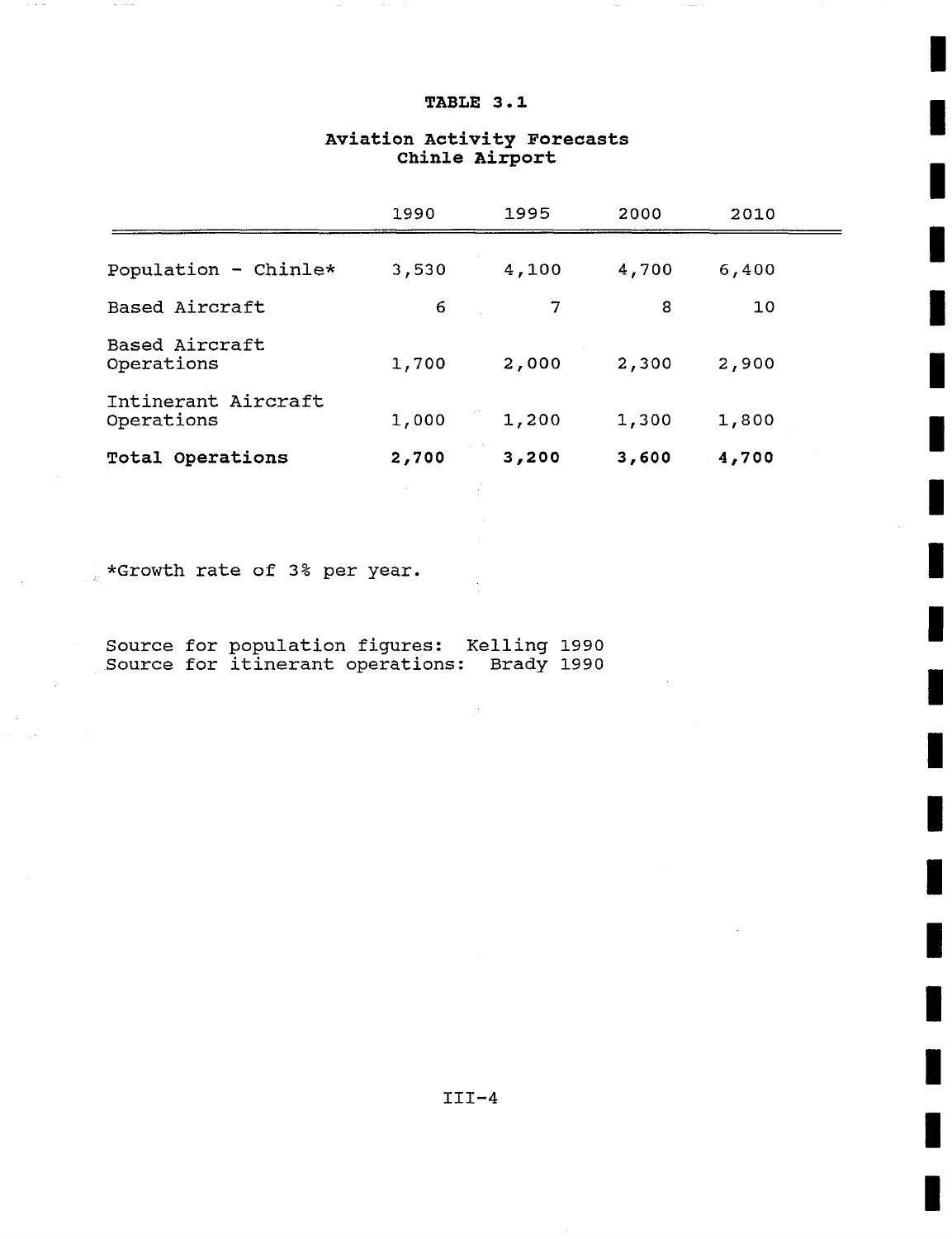**TABLE 3.1**

**Aviation Activity Forecasts**
**Chinle Airport**

| | 1990 | 1995 | 2000 | 2010 |
|---|---|---|---|---|
| Population - Chinle* | 3,530 | 4,100 | 4,700 | 6,400 |
| Based Aircraft | 6 | 7 | 8 | 10 |
| Based Aircraft Operations | 1,700 | 2,000 | 2,300 | 2,900 |
| Intinerant Aircraft Operations | 1,000 | 1,200 | 1,300 | 1,800 |
| **Total Operations** | **2,700** | **3,200** | **3,600** | **4,700** |

*Growth rate of 3% per year.

Source for population figures: Kelling 1990
Source for itinerant operations: Brady 1990